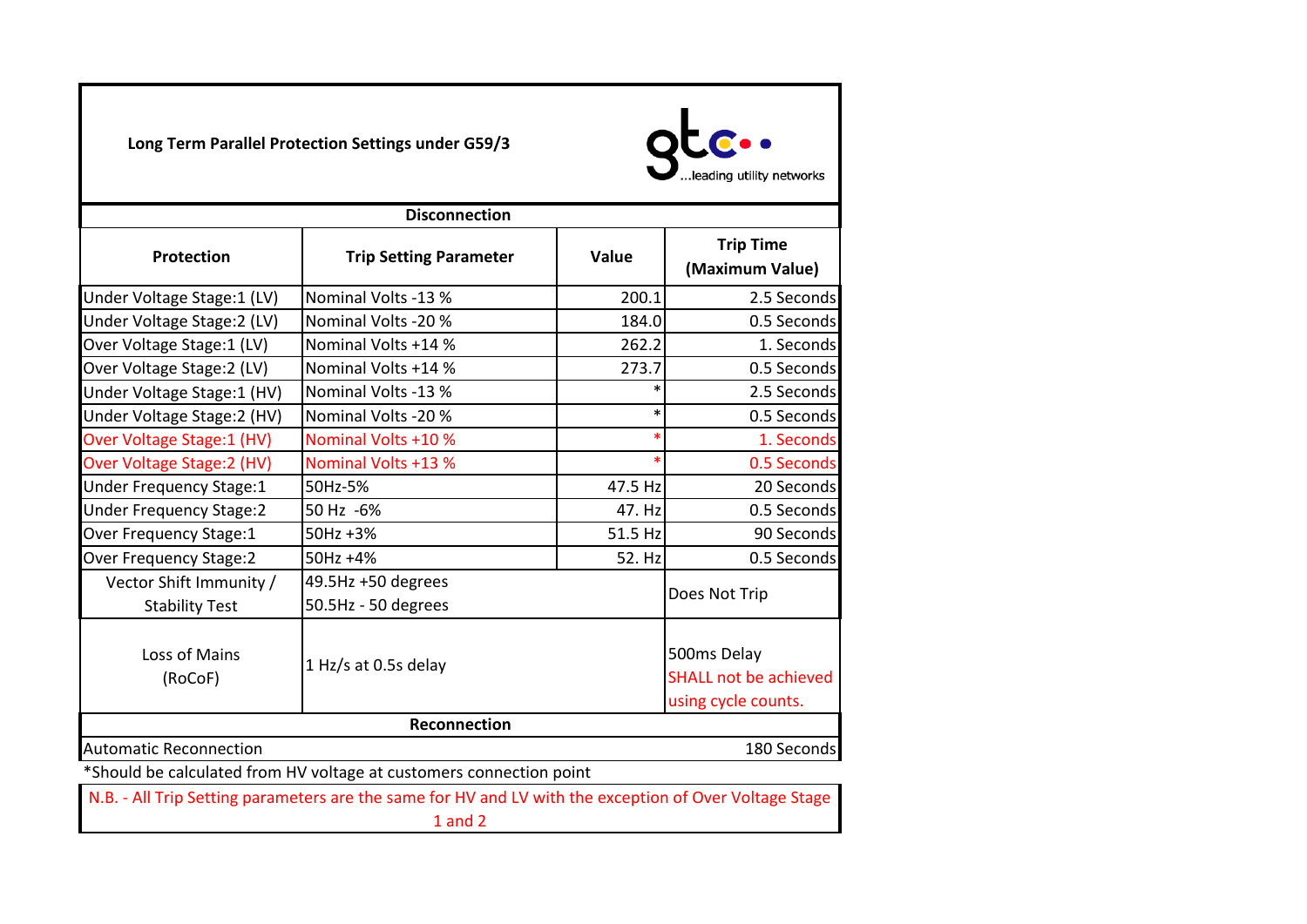**Long Term Parallel Protection Settings under G59/3**

gtc ...leading utility networks

| Disconnection | | | |
|---|---|---|---|
| **Protection** | **Trip Setting Parameter** | **Value** | **Trip Time (Maximum Value)** |
| Under Voltage Stage:1 (LV) | Nominal Volts -13 % | 200.1 | 2.5 Seconds |
| Under Voltage Stage:2 (LV) | Nominal Volts -20 % | 184.0 | 0.5 Seconds |
| Over Voltage Stage:1 (LV) | Nominal Volts +14 % | 262.2 | 1. Seconds |
| Over Voltage Stage:2 (LV) | Nominal Volts +14 % | 273.7 | 0.5 Seconds |
| Under Voltage Stage:1 (HV) | Nominal Volts -13 % | * | 2.5 Seconds |
| Under Voltage Stage:2 (HV) | Nominal Volts -20 % | * | 0.5 Seconds |
| Over Voltage Stage:1 (HV) | Nominal Volts +10 % | * | 1. Seconds |
| Over Voltage Stage:2 (HV) | Nominal Volts +13 % | * | 0.5 Seconds |
| Under Frequency Stage:1 | 50Hz-5% | 47.5 Hz | 20 Seconds |
| Under Frequency Stage:2 | 50 Hz -6% | 47. Hz | 0.5 Seconds |
| Over Frequency Stage:1 | 50Hz +3% | 51.5 Hz | 90 Seconds |
| Over Frequency Stage:2 | 50Hz +4% | 52. Hz | 0.5 Seconds |
| Vector Shift Immunity / Stability Test | 49.5Hz +50 degrees<br>50.5Hz - 50 degrees | | Does Not Trip |
| Loss of Mains (RoCoF) | 1 Hz/s at 0.5s delay | | 500ms Delay SHALL not be achieved using cycle counts. |
| **Reconnection** | | | |
| Automatic Reconnection | | | 180 Seconds |

*Should be calculated from HV voltage at customers connection point

N.B. - All Trip Setting parameters are the same for HV and LV with the exception of Over Voltage Stage 1 and 2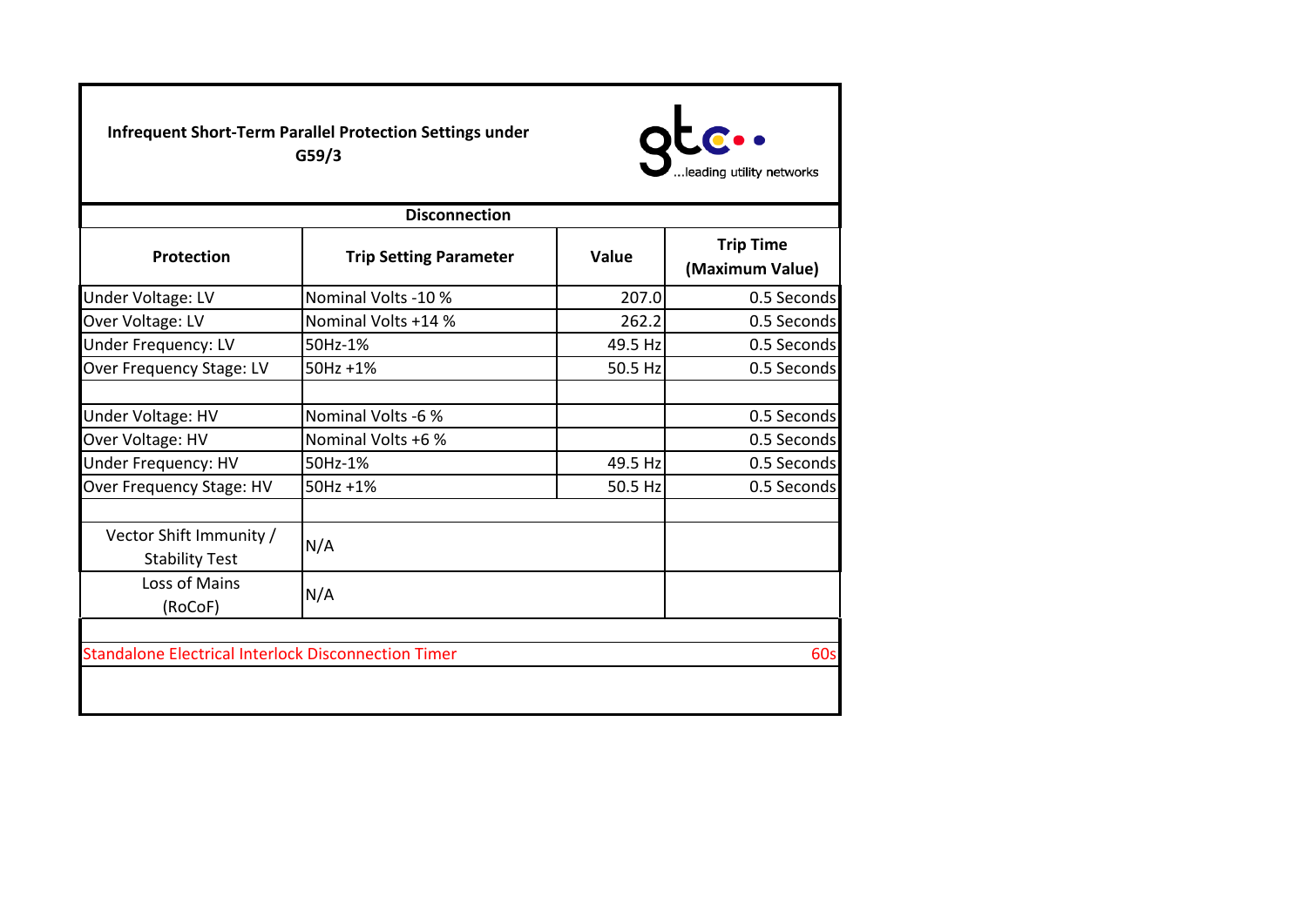**Infrequent Short-Term Parallel Protection Settings under G59/3**

...leading utility networks

| Disconnection | | | |
|---|---|---|---|
| **Protection** | **Trip Setting Parameter** | **Value** | **Trip Time (Maximum Value)** |
| Under Voltage: LV | Nominal Volts -10 % | 207.0 | 0.5 Seconds |
| Over Voltage: LV | Nominal Volts +14 % | 262.2 | 0.5 Seconds |
| Under Frequency: LV | 50Hz-1% | 49.5 Hz | 0.5 Seconds |
| Over Frequency Stage: LV | 50Hz +1% | 50.5 Hz | 0.5 Seconds |
| | | | |
| Under Voltage: HV | Nominal Volts -6 % | | 0.5 Seconds |
| Over Voltage: HV | Nominal Volts +6 % | | 0.5 Seconds |
| Under Frequency: HV | 50Hz-1% | 49.5 Hz | 0.5 Seconds |
| Over Frequency Stage: HV | 50Hz +1% | 50.5 Hz | 0.5 Seconds |
| | | | |
| Vector Shift Immunity / Stability Test | N/A | | |
| Loss of Mains (RoCoF) | N/A | | |

Standalone Electrical Interlock Disconnection Timer: 60s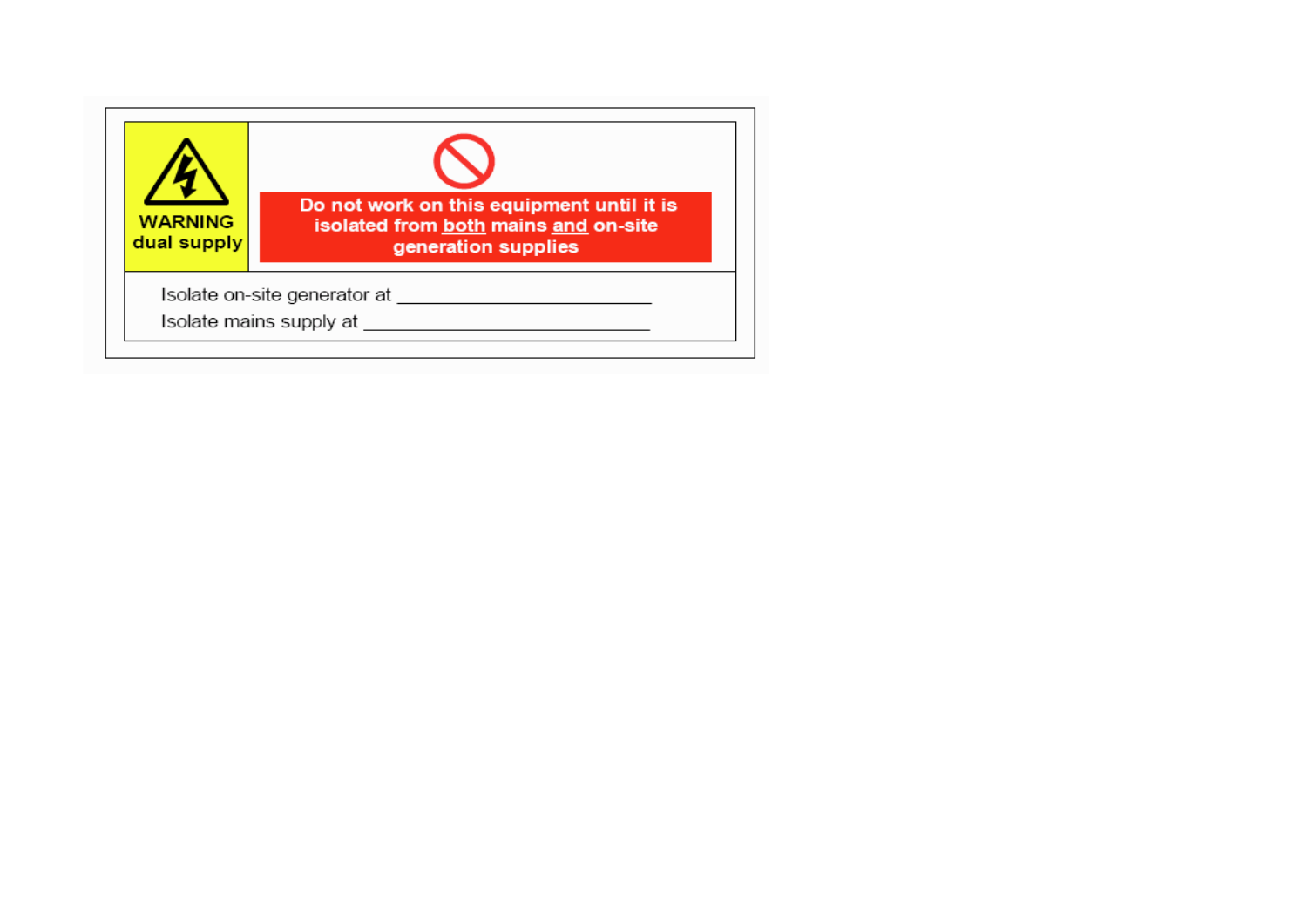**WARNING**
**dual supply**

**Do not work on this equipment until it is isolated from <u>both</u> mains <u>and</u> on-site generation supplies**

Isolate on-site generator at ___________________________

Isolate mains supply at ______________________________